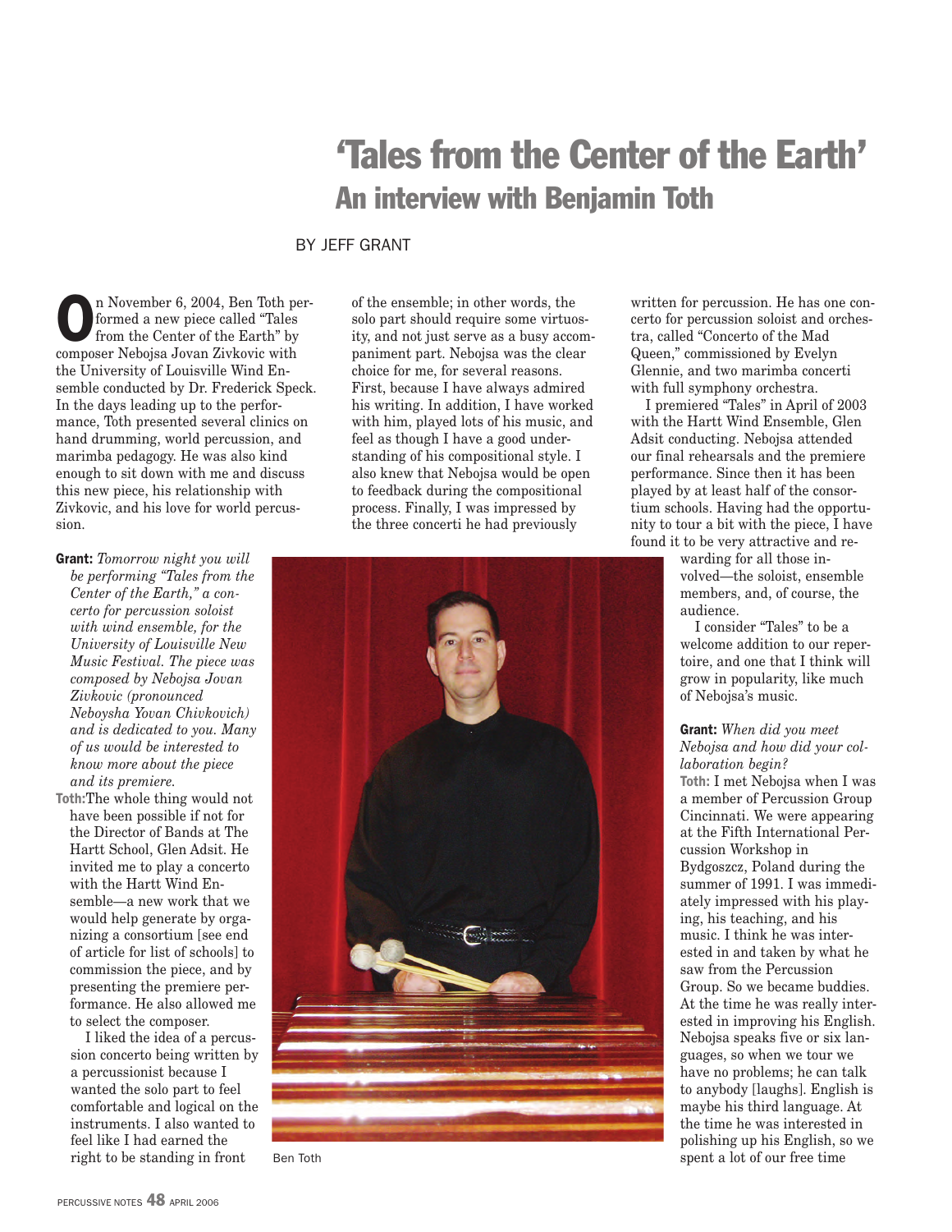# 'Tales from the Center of the Earth'

## An interview with Benjamin Toth

BY JEFF GRANT

On November 6, 2004, Ben Toth performed a new piece called "Tales from the Center of the Earth" by composer Nebojsa Jovan Zivkovic with the University of Louisville Wind Ensemble conducted by Dr. Frederick Speck. In the days leading up to the performance, Toth presented several clinics on hand drumming, world percussion, and marimba pedagogy. He was also kind enough to sit down with me and discuss this new piece, his relationship with Zivkovic, and his love for world percussion.

**Grant:** *Tomorrow night you will be performing "Tales from the Center of the Earth," a concerto for percussion soloist with wind ensemble, for the University of Louisville New Music Festival. The piece was composed by Nebojsa Jovan Zivkovic (pronounced Neboysha Yovan Chivkovich) and is dedicated to you. Many of us would be interested to know more about the piece and its premiere.*

**Toth:** The whole thing would not have been possible if not for the Director of Bands at The Hartt School, Glen Adsit. He invited me to play a concerto with the Hartt Wind Ensemble—a new work that we would help generate by organizing a consortium [see end of article for list of schools] to commission the piece, and by presenting the premiere performance. He also allowed me to select the composer.

I liked the idea of a percussion concerto being written by a percussionist because I wanted the solo part to feel comfortable and logical on the instruments. I also wanted to feel like I had earned the right to be standing in front of the ensemble; in other words, the solo part should require some virtuosity, and not just serve as a busy accompaniment part. Nebojsa was the clear choice for me, for several reasons. First, because I have always admired his writing. In addition, I have worked with him, played lots of his music, and feel as though I have a good understanding of his compositional style. I also knew that Nebojsa would be open to feedback during the compositional process. Finally, I was impressed by the three concerti he had previously written for percussion. He has one concerto for percussion soloist and orchestra, called "Concerto of the Mad Queen," commissioned by Evelyn Glennie, and two marimba concerti with full symphony orchestra.

I premiered "Tales" in April of 2003 with the Hartt Wind Ensemble, Glen Adsit conducting. Nebojsa attended our final rehearsals and the premiere performance. Since then it has been played by at least half of the consortium schools. Having had the opportunity to tour a bit with the piece, I have found it to be very attractive and rewarding for all those involved—the soloist, ensemble members, and, of course, the audience.

I consider "Tales" to be a welcome addition to our repertoire, and one that I think will grow in popularity, like much of Nebojsa's music.

Ben Toth

**Grant:** *When did you meet Nebojsa and how did your collaboration begin?*

**Toth:** I met Nebojsa when I was a member of Percussion Group Cincinnati. We were appearing at the Fifth International Percussion Workshop in Bydgoszcz, Poland during the summer of 1991. I was immediately impressed with his playing, his teaching, and his music. I think he was interested in and taken by what he saw from the Percussion Group. So we became buddies. At the time he was really interested in improving his English. Nebojsa speaks five or six languages, so when we tour we have no problems; he can talk to anybody [laughs]. English is maybe his third language. At the time he was interested in polishing up his English, so we spent a lot of our free time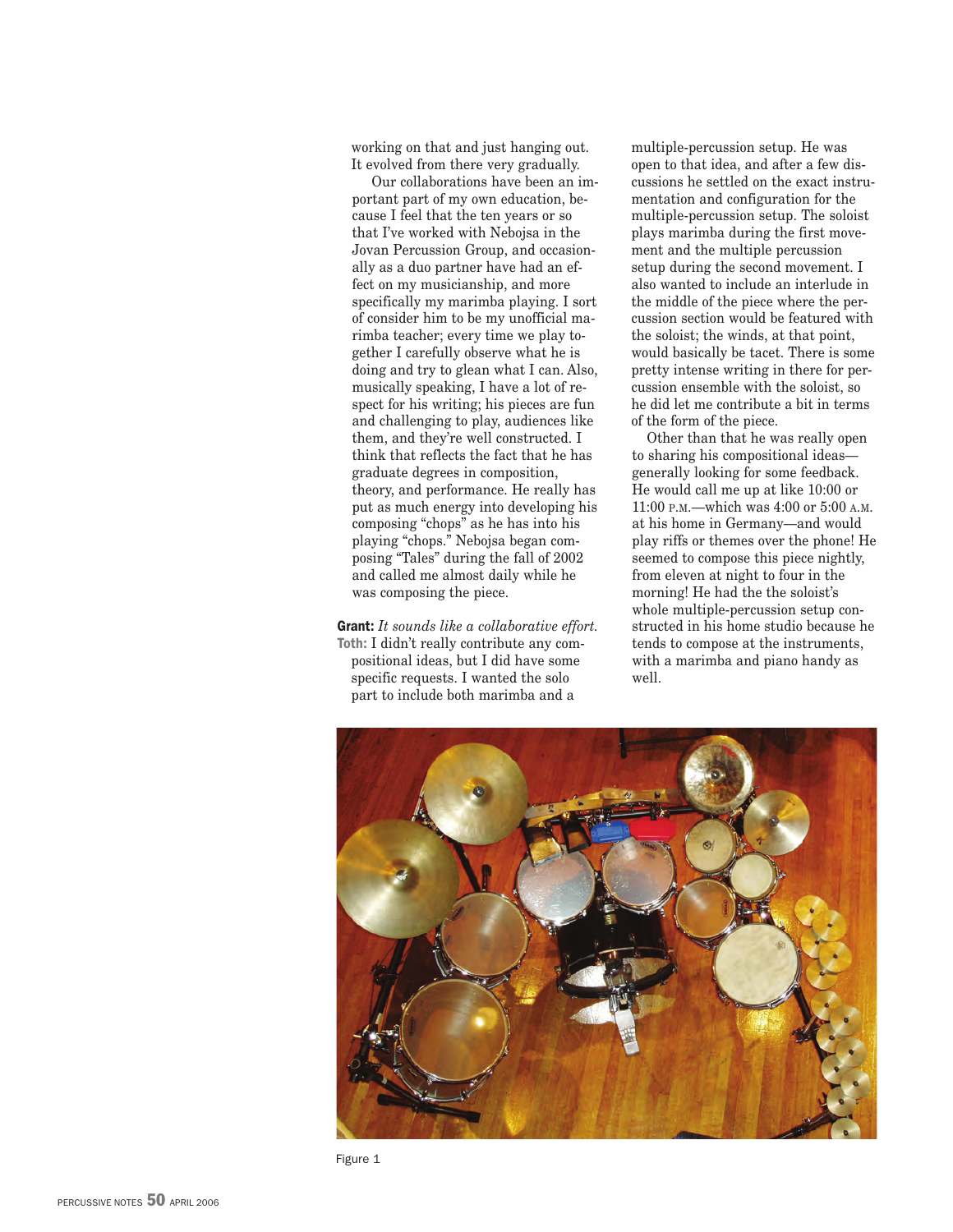working on that and just hanging out. It evolved from there very gradually.

Our collaborations have been an important part of my own education, because I feel that the ten years or so that I've worked with Nebojsa in the Jovan Percussion Group, and occasionally as a duo partner have had an effect on my musicianship, and more specifically my marimba playing. I sort of consider him to be my unofficial marimba teacher; every time we play together I carefully observe what he is doing and try to glean what I can. Also, musically speaking, I have a lot of respect for his writing; his pieces are fun and challenging to play, audiences like them, and they're well constructed. I think that reflects the fact that he has graduate degrees in composition, theory, and performance. He really has put as much energy into developing his composing "chops" as he has into his playing "chops." Nebojsa began composing "Tales" during the fall of 2002 and called me almost daily while he was composing the piece.

**Grant:** *It sounds like a collaborative effort.*

**Toth:** I didn't really contribute any compositional ideas, but I did have some specific requests. I wanted the solo part to include both marimba and a multiple-percussion setup. He was open to that idea, and after a few discussions he settled on the exact instrumentation and configuration for the multiple-percussion setup. The soloist plays marimba during the first movement and the multiple percussion setup during the second movement. I also wanted to include an interlude in the middle of the piece where the percussion section would be featured with the soloist; the winds, at that point, would basically be tacet. There is some pretty intense writing in there for percussion ensemble with the soloist, so he did let me contribute a bit in terms of the form of the piece.

Other than that he was really open to sharing his compositional ideas—generally looking for some feedback. He would call me up at like 10:00 or 11:00 P.M.—which was 4:00 or 5:00 A.M. at his home in Germany—and would play riffs or themes over the phone! He seemed to compose this piece nightly, from eleven at night to four in the morning! He had the the soloist's whole multiple-percussion setup constructed in his home studio because he tends to compose at the instruments, with a marimba and piano handy as well.

Figure 1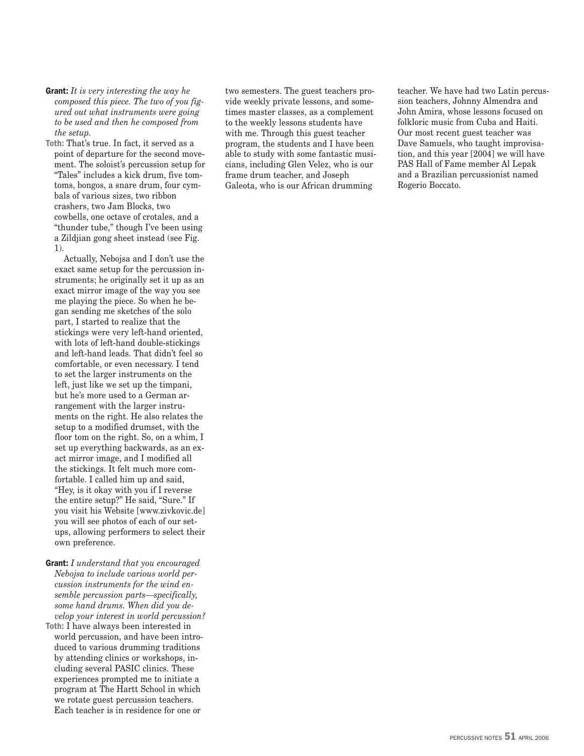**Grant:** *It is very interesting the way he composed this piece. The two of you figured out what instruments were going to be used and then he composed from the setup.*

**Toth:** That's true. In fact, it served as a point of departure for the second movement. The soloist's percussion setup for "Tales" includes a kick drum, five tom-toms, bongos, a snare drum, four cymbals of various sizes, two ribbon crashers, two Jam Blocks, two cowbells, one octave of crotales, and a "thunder tube," though I've been using a Zildjian gong sheet instead (see Fig. 1).

Actually, Nebojsa and I don't use the exact same setup for the percussion instruments; he originally set it up as an exact mirror image of the way you see me playing the piece. So when he began sending me sketches of the solo part, I started to realize that the stickings were very left-hand oriented, with lots of left-hand double-stickings and left-hand leads. That didn't feel so comfortable, or even necessary. I tend to set the larger instruments on the left, just like we set up the timpani, but he's more used to a German arrangement with the larger instruments on the right. He also relates the setup to a modified drumset, with the floor tom on the right. So, on a whim, I set up everything backwards, as an exact mirror image, and I modified all the stickings. It felt much more comfortable. I called him up and said, "Hey, is it okay with you if I reverse the entire setup?" He said, "Sure." If you visit his Website [www.zivkovic.de] you will see photos of each of our setups, allowing performers to select their own preference.

**Grant:** *I understand that you encouraged Nebojsa to include various world percussion instruments for the wind ensemble percussion parts—specifically, some hand drums. When did you develop your interest in world percussion?*

**Toth:** I have always been interested in world percussion, and have been introduced to various drumming traditions by attending clinics or workshops, including several PASIC clinics. These experiences prompted me to initiate a program at The Hartt School in which we rotate guest percussion teachers. Each teacher is in residence for one or two semesters. The guest teachers provide weekly private lessons, and sometimes master classes, as a complement to the weekly lessons students have with me. Through this guest teacher program, the students and I have been able to study with some fantastic musicians, including Glen Velez, who is our frame drum teacher, and Joseph Galeota, who is our African drumming teacher. We have had two Latin percussion teachers, Johnny Almendra and John Amira, whose lessons focused on folkloric music from Cuba and Haiti. Our most recent guest teacher was Dave Samuels, who taught improvisation, and this year [2004] we will have PAS Hall of Fame member Al Lepak and a Brazilian percussionist named Rogerio Boccato.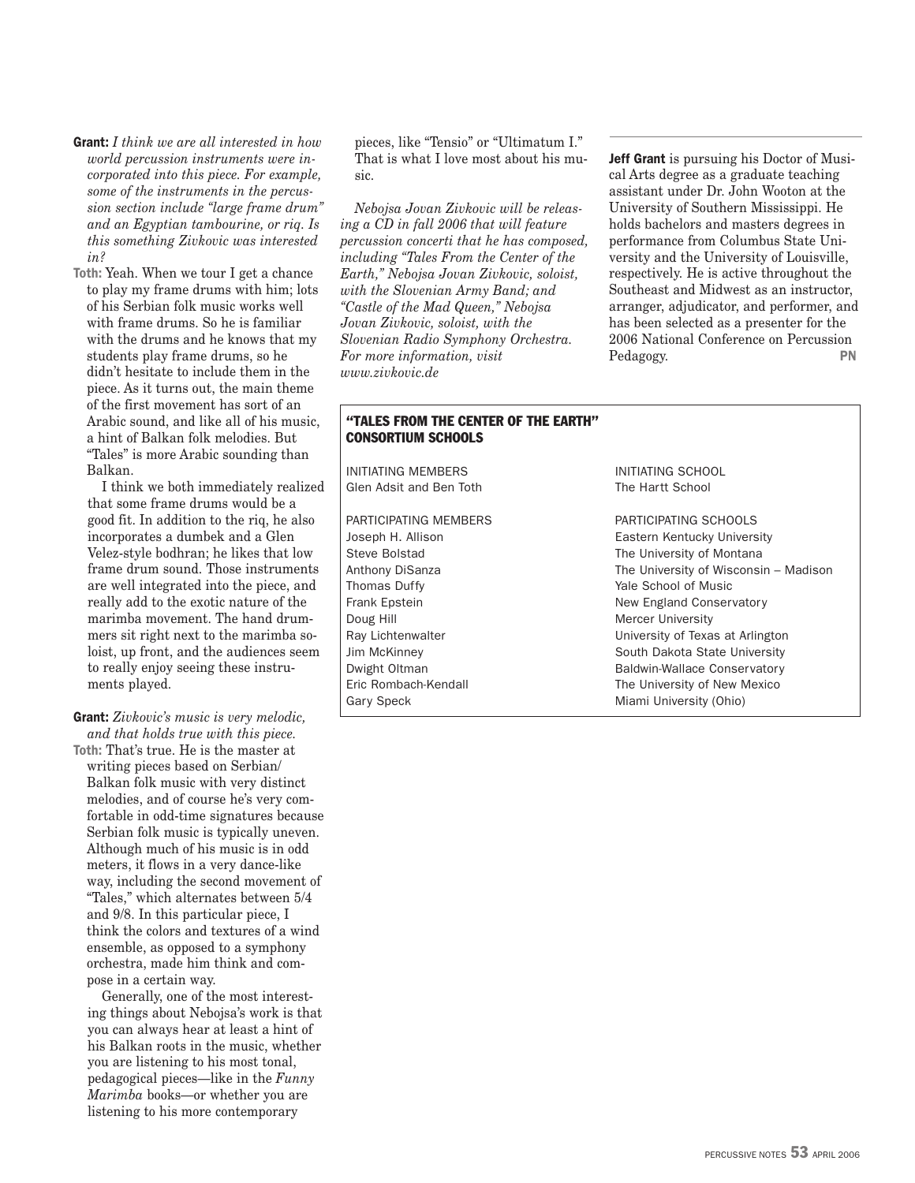**Grant:** *I think we are all interested in how world percussion instruments were incorporated into this piece. For example, some of the instruments in the percussion section include "large frame drum" and an Egyptian tambourine, or riq. Is this something Zivkovic was interested in?*

**Toth:** Yeah. When we tour I get a chance to play my frame drums with him; lots of his Serbian folk music works well with frame drums. So he is familiar with the drums and he knows that my students play frame drums, so he didn't hesitate to include them in the piece. As it turns out, the main theme of the first movement has sort of an Arabic sound, and like all of his music, a hint of Balkan folk melodies. But "Tales" is more Arabic sounding than Balkan.

I think we both immediately realized that some frame drums would be a good fit. In addition to the riq, he also incorporates a dumbek and a Glen Velez-style bodhran; he likes that low frame drum sound. Those instruments are well integrated into the piece, and really add to the exotic nature of the marimba movement. The hand drummers sit right next to the marimba soloist, up front, and the audiences seem to really enjoy seeing these instruments played.

**Grant:** *Zivkovic's music is very melodic, and that holds true with this piece.*

**Toth:** That's true. He is the master at writing pieces based on Serbian/Balkan folk music with very distinct melodies, and of course he's very comfortable in odd-time signatures because Serbian folk music is typically uneven. Although much of his music is in odd meters, it flows in a very dance-like way, including the second movement of "Tales," which alternates between 5/4 and 9/8. In this particular piece, I think the colors and textures of a wind ensemble, as opposed to a symphony orchestra, made him think and compose in a certain way.

Generally, one of the most interesting things about Nebojsa's work is that you can always hear at least a hint of his Balkan roots in the music, whether you are listening to his most tonal, pedagogical pieces—like in the *Funny Marimba* books—or whether you are listening to his more contemporary pieces, like "Tensio" or "Ultimatum I." That is what I love most about his music.

*Nebojsa Jovan Zivkovic will be releasing a CD in fall 2006 that will feature percussion concerti that he has composed, including "Tales From the Center of the Earth," Nebojsa Jovan Zivkovic, soloist, with the Slovenian Army Band; and "Castle of the Mad Queen," Nebojsa Jovan Zivkovic, soloist, with the Slovenian Radio Symphony Orchestra. For more information, visit www.zivkovic.de*

**Jeff Grant** is pursuing his Doctor of Musical Arts degree as a graduate teaching assistant under Dr. John Wooton at the University of Southern Mississippi. He holds bachelors and masters degrees in performance from Columbus State University and the University of Louisville, respectively. He is active throughout the Southeast and Midwest as an instructor, arranger, adjudicator, and performer, and has been selected as a presenter for the 2006 National Conference on Percussion Pedagogy. **PN**

### "TALES FROM THE CENTER OF THE EARTH" CONSORTIUM SCHOOLS

| | |
|---|---|
| INITIATING MEMBERS | INITIATING SCHOOL |
| Glen Adsit and Ben Toth | The Hartt School |
| | |
| PARTICIPATING MEMBERS | PARTICIPATING SCHOOLS |
| Joseph H. Allison | Eastern Kentucky University |
| Steve Bolstad | The University of Montana |
| Anthony DiSanza | The University of Wisconsin – Madison |
| Thomas Duffy | Yale School of Music |
| Frank Epstein | New England Conservatory |
| Doug Hill | Mercer University |
| Ray Lichtenwalter | University of Texas at Arlington |
| Jim McKinney | South Dakota State University |
| Dwight Oltman | Baldwin-Wallace Conservatory |
| Eric Rombach-Kendall | The University of New Mexico |
| Gary Speck | Miami University (Ohio) |